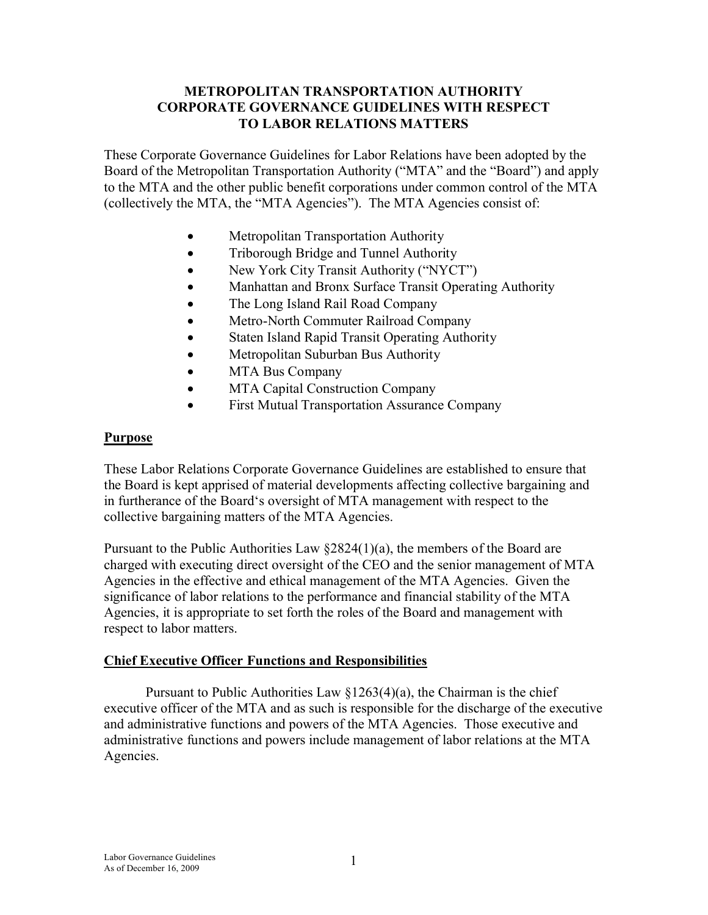# METROPOLITAN TRANSPORTATION AUTHORITY CORPORATE GOVERNANCE GUIDELINES WITH RESPECT TO LABOR RELATIONS MATTERS

These Corporate Governance Guidelines for Labor Relations have been adopted by the Board of the Metropolitan Transportation Authority ("MTA" and the "Board") and apply to the MTA and the other public benefit corporations under common control of the MTA (collectively the MTA, the "MTA Agencies"). The MTA Agencies consist of:

- Metropolitan Transportation Authority
- Triborough Bridge and Tunnel Authority
- New York City Transit Authority ("NYCT")
- Manhattan and Bronx Surface Transit Operating Authority
- The Long Island Rail Road Company
- Metro-North Commuter Railroad Company
- Staten Island Rapid Transit Operating Authority
- Metropolitan Suburban Bus Authority
- MTA Bus Company
- MTA Capital Construction Company
- First Mutual Transportation Assurance Company

## Purpose

These Labor Relations Corporate Governance Guidelines are established to ensure that the Board is kept apprised of material developments affecting collective bargaining and in furtherance of the Board's oversight of MTA management with respect to the collective bargaining matters of the MTA Agencies.

Pursuant to the Public Authorities Law §2824(1)(a), the members of the Board are charged with executing direct oversight of the CEO and the senior management of MTA Agencies in the effective and ethical management of the MTA Agencies. Given the significance of labor relations to the performance and financial stability of the MTA Agencies, it is appropriate to set forth the roles of the Board and management with respect to labor matters.

## Chief Executive Officer Functions and Responsibilities

Pursuant to Public Authorities Law §1263(4)(a), the Chairman is the chief executive officer of the MTA and as such is responsible for the discharge of the executive and administrative functions and powers of the MTA Agencies. Those executive and administrative functions and powers include management of labor relations at the MTA Agencies.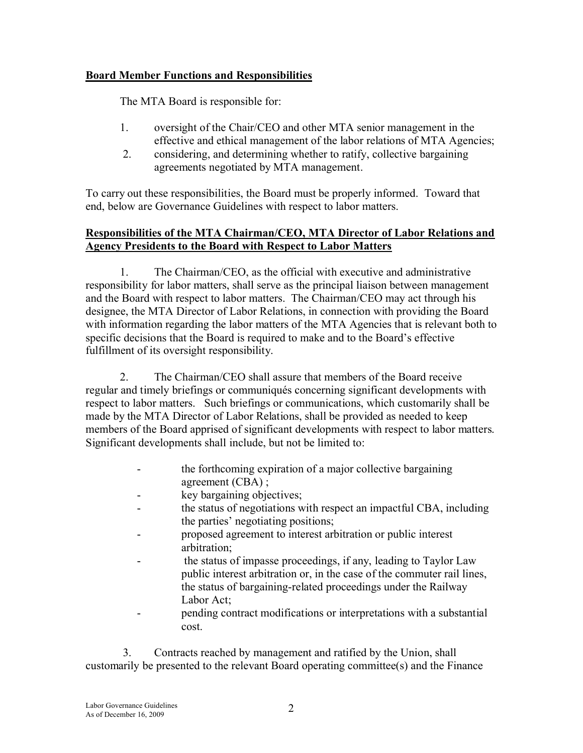**Board Member Functions and Responsibilities**

The MTA Board is responsible for:

1. oversight of the Chair/CEO and other MTA senior management in the effective and ethical management of the labor relations of MTA Agencies;
2. considering, and determining whether to ratify, collective bargaining agreements negotiated by MTA management.

To carry out these responsibilities, the Board must be properly informed. Toward that end, below are Governance Guidelines with respect to labor matters.

**Responsibilities of the MTA Chairman/CEO, MTA Director of Labor Relations and Agency Presidents to the Board with Respect to Labor Matters**

1. The Chairman/CEO, as the official with executive and administrative responsibility for labor matters, shall serve as the principal liaison between management and the Board with respect to labor matters. The Chairman/CEO may act through his designee, the MTA Director of Labor Relations, in connection with providing the Board with information regarding the labor matters of the MTA Agencies that is relevant both to specific decisions that the Board is required to make and to the Board's effective fulfillment of its oversight responsibility.

2. The Chairman/CEO shall assure that members of the Board receive regular and timely briefings or communiqués concerning significant developments with respect to labor matters. Such briefings or communications, which customarily shall be made by the MTA Director of Labor Relations, shall be provided as needed to keep members of the Board apprised of significant developments with respect to labor matters. Significant developments shall include, but not be limited to:

- the forthcoming expiration of a major collective bargaining agreement (CBA) ;
- key bargaining objectives;
- the status of negotiations with respect an impactful CBA, including the parties' negotiating positions;
- proposed agreement to interest arbitration or public interest arbitration;
- the status of impasse proceedings, if any, leading to Taylor Law public interest arbitration or, in the case of the commuter rail lines, the status of bargaining-related proceedings under the Railway Labor Act;
- pending contract modifications or interpretations with a substantial cost.

3. Contracts reached by management and ratified by the Union, shall customarily be presented to the relevant Board operating committee(s) and the Finance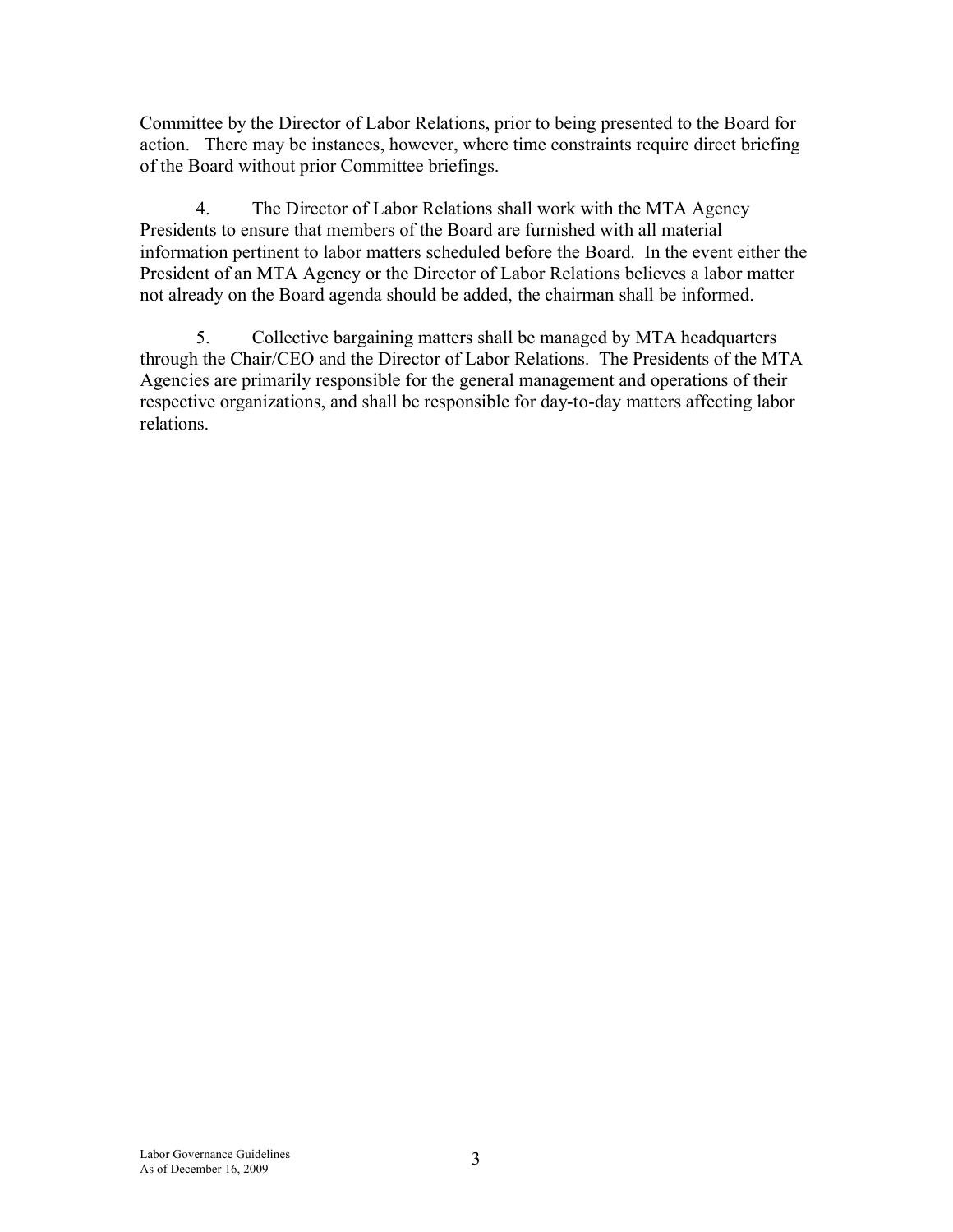Committee by the Director of Labor Relations, prior to being presented to the Board for action. There may be instances, however, where time constraints require direct briefing of the Board without prior Committee briefings.

4. The Director of Labor Relations shall work with the MTA Agency Presidents to ensure that members of the Board are furnished with all material information pertinent to labor matters scheduled before the Board. In the event either the President of an MTA Agency or the Director of Labor Relations believes a labor matter not already on the Board agenda should be added, the chairman shall be informed.

5. Collective bargaining matters shall be managed by MTA headquarters through the Chair/CEO and the Director of Labor Relations. The Presidents of the MTA Agencies are primarily responsible for the general management and operations of their respective organizations, and shall be responsible for day-to-day matters affecting labor relations.